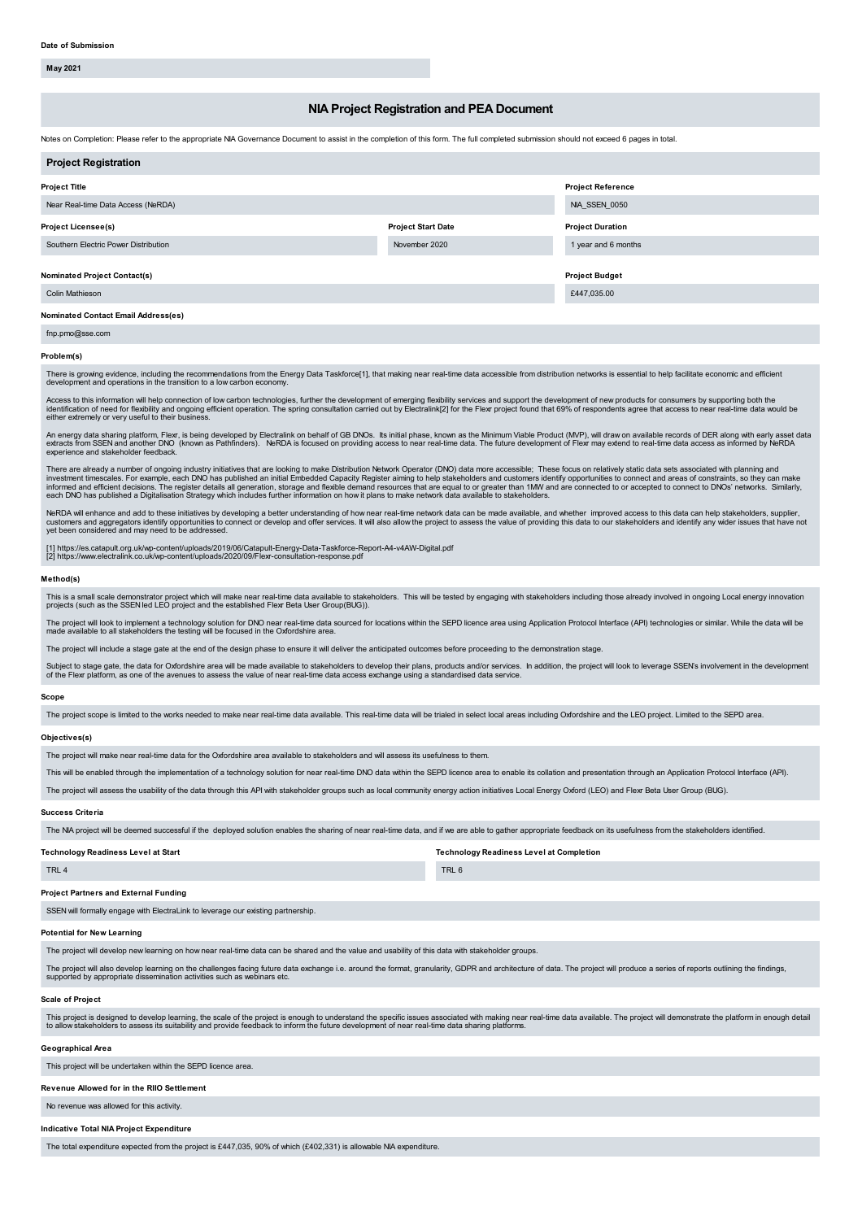**Date of Submission**

**May 2021**

# NIA Project Registration and PEA Document

Notes on Completion: Please refer to the appropriate NIA Governance Document to assist in the completion of this form. The full completed submission should not exceed 6 pages in total.

## Project Registration

**Project Title**

Near Real-time Data Access (NeRDA)

**Project Reference**

NIA_SSEN_0050

**Project Licensee(s)**

Southern Electric Power Distribution

**Project Start Date**

November 2020

**Project Duration**

1 year and 6 months

**Nominated Project Contact(s)**

Colin Mathieson

**Project Budget**

£447,035.00

**Nominated Contact Email Address(es)**

fnp.pmo@sse.com

**Problem(s)**

There is growing evidence, including the recommendations from the Energy Data Taskforce[1], that making near real-time data accessible from distribution networks is essential to help facilitate economic and efficient development and operations in the transition to a low carbon economy.

Access to this information will help connection of low carbon technologies, further the development of emerging flexibility services and support the development of new products for consumers by supporting both the identification of need for flexibility and ongoing efficient operation. The spring consultation carried out by Electralink[2] for the Flexr project found that 69% of respondents agree that access to near real-time data would be either extremely or very useful to their business.

An energy data sharing platform, Flexr, is being developed by Electralink on behalf of GB DNOs. Its initial phase, known as the Minimum Viable Product (MVP), will draw on available records of DER along with early asset data extracts from SSEN and another DNO (known as Pathfinders). NeRDA is focused on providing access to near real-time data. The future development of Flexr may extend to real-time data access as informed by NeRDA experience and stakeholder feedback.

There are already a number of ongoing industry initiatives that are looking to make Distribution Network Operator (DNO) data more accessible; These focus on relatively static data sets associated with planning and investment timescales. For example, each DNO has published an initial Embedded Capacity Register aiming to help stakeholders and customers identify opportunities to connect and areas of constraints, so they can make informed and efficient decisions. The register details all generation, storage and flexible demand resources that are equal to or greater than 1MW and are connected to or accepted to connect to DNOs' networks. Similarly, each DNO has published a Digitalisation Strategy which includes further information on how it plans to make network data available to stakeholders.

NeRDA will enhance and add to these initiatives by developing a better understanding of how near real-time network data can be made available, and whether improved access to this data can help stakeholders, supplier, customers and aggregators identify opportunities to connect or develop and offer services. It will also allow the project to assess the value of providing this data to our stakeholders and identify any wider issues that have not yet been considered and may need to be addressed.

[1] https://es.catapult.org.uk/wp-content/uploads/2019/06/Catapult-Energy-Data-Taskforce-Report-A4-v4AW-Digital.pdf
[2] https://www.electralink.co.uk/wp-content/uploads/2020/09/Flexr-consultation-response.pdf

**Method(s)**

This is a small scale demonstrator project which will make near real-time data available to stakeholders. This will be tested by engaging with stakeholders including those already involved in ongoing Local energy innovation projects (such as the SSEN led LEO project and the established Flexr Beta User Group(BUG)).

The project will look to implement a technology solution for DNO near real-time data sourced for locations within the SEPD licence area using Application Protocol Interface (API) technologies or similar. While the data will be made available to all stakeholders the testing will be focused in the Oxfordshire area.

The project will include a stage gate at the end of the design phase to ensure it will deliver the anticipated outcomes before proceeding to the demonstration stage.

Subject to stage gate, the data for Oxfordshire area will be made available to stakeholders to develop their plans, products and/or services. In addition, the project will look to leverage SSEN's involvement in the development of the Flexr platform, as one of the avenues to assess the value of near real-time data access exchange using a standardised data service.

**Scope**

The project scope is limited to the works needed to make near real-time data available. This real-time data will be trialed in select local areas including Oxfordshire and the LEO project. Limited to the SEPD area.

**Objectives(s)**

The project will make near real-time data for the Oxfordshire area available to stakeholders and will assess its usefulness to them.

This will be enabled through the implementation of a technology solution for near real-time DNO data within the SEPD licence area to enable its collation and presentation through an Application Protocol Interface (API).

The project will assess the usability of the data through this API with stakeholder groups such as local community energy action initiatives Local Energy Oxford (LEO) and Flexr Beta User Group (BUG).

**Success Criteria**

The NIA project will be deemed successful if the deployed solution enables the sharing of near real-time data, and if we are able to gather appropriate feedback on its usefulness from the stakeholders identified.

**Technology Readiness Level at Start**

TRL 4

**Technology Readiness Level at Completion**

TRL 6

**Project Partners and External Funding**

SSEN will formally engage with ElectraLink to leverage our existing partnership.

**Potential for New Learning**

The project will develop new learning on how near real-time data can be shared and the value and usability of this data with stakeholder groups.

The project will also develop learning on the challenges facing future data exchange i.e. around the format, granularity, GDPR and architecture of data. The project will produce a series of reports outlining the findings, supported by appropriate dissemination activities such as webinars etc.

**Scale of Project**

This project is designed to develop learning, the scale of the project is enough to understand the specific issues associated with making near real-time data available. The project will demonstrate the platform in enough detail to allow stakeholders to assess its suitability and provide feedback to inform the future development of near real-time data sharing platforms.

**Geographical Area**

This project will be undertaken within the SEPD licence area.

**Revenue Allowed for in the RIIO Settlement**

No revenue was allowed for this activity.

**Indicative Total NIA Project Expenditure**

The total expenditure expected from the project is £447,035, 90% of which (£402,331) is allowable NIA expenditure.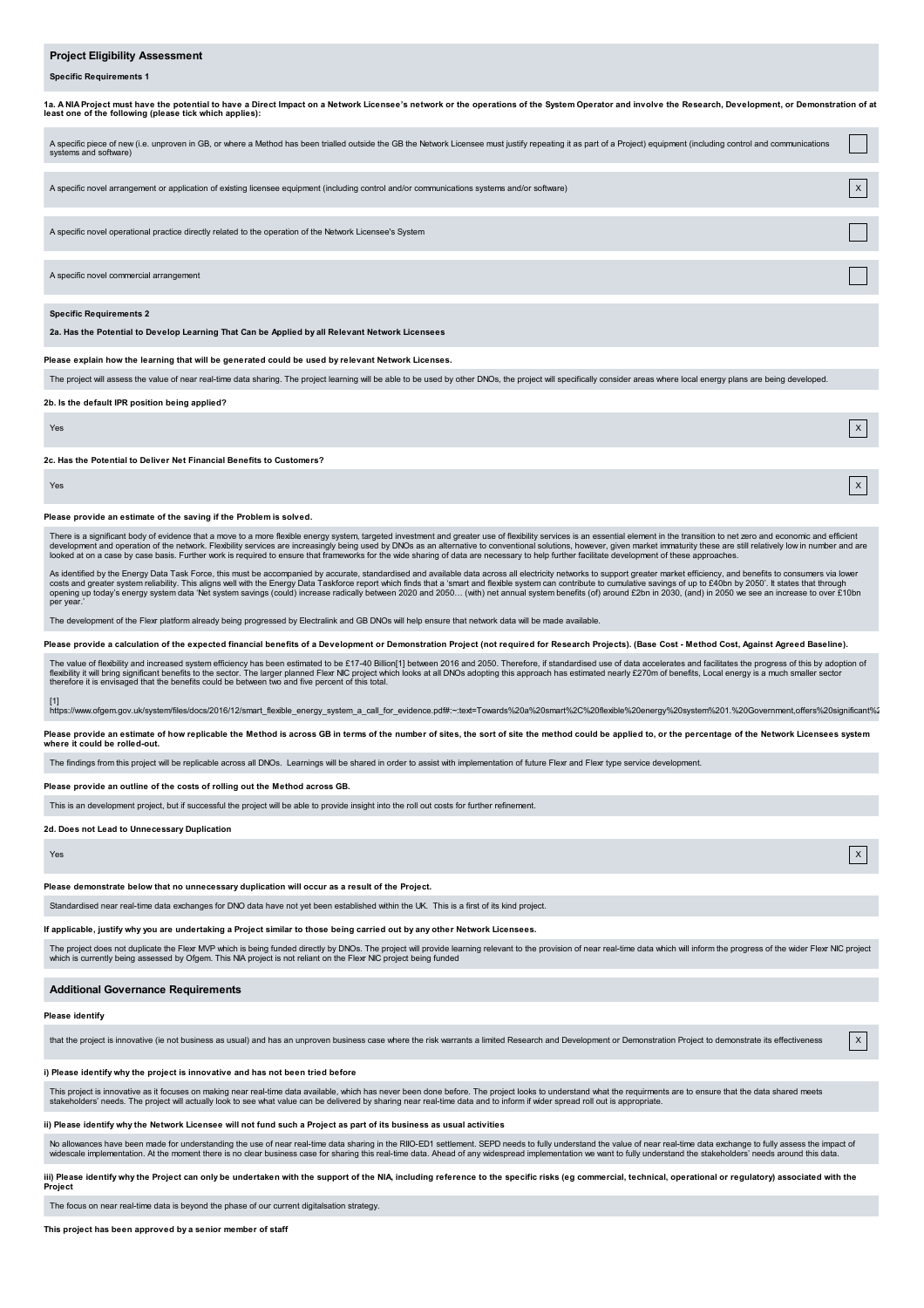## Project Eligibility Assessment

**Specific Requirements 1**

**1a. A NIA Project must have the potential to have a Direct Impact on a Network Licensee's network or the operations of the System Operator and involve the Research, Development, or Demonstration of at least one of the following (please tick which applies):**

A specific piece of new (i.e. unproven in GB, or where a Method has been trialled outside the GB the Network Licensee must justify repeating it as part of a Project) equipment (including control and communications systems and software) ☐

A specific novel arrangement or application of existing licensee equipment (including control and/or communications systems and/or software) ☒

A specific novel operational practice directly related to the operation of the Network Licensee's System ☐

A specific novel commercial arrangement ☐

**Specific Requirements 2**

**2a. Has the Potential to Develop Learning That Can be Applied by all Relevant Network Licensees**

**Please explain how the learning that will be generated could be used by relevant Network Licenses.**

The project will assess the value of near real-time data sharing. The project learning will be able to be used by other DNOs, the project will specifically consider areas where local energy plans are being developed.

**2b. Is the default IPR position being applied?**

Yes ☒

**2c. Has the Potential to Deliver Net Financial Benefits to Customers?**

Yes ☒

**Please provide an estimate of the saving if the Problem is solved.**

There is a significant body of evidence that a move to a more flexible energy system, targeted investment and greater use of flexibility services is an essential element in the transition to net zero and economic and efficient development and operation of the network. Flexibility services are increasingly being used by DNOs as an alternative to conventional solutions, however, given market immaturity these are still relatively low in number and are looked at on a case by case basis. Further work is required to ensure that frameworks for the wide sharing of data are necessary to help further facilitate development of these approaches.

As identified by the Energy Data Task Force, this must be accompanied by accurate, standardised and available data across all electricity networks to support greater market efficiency, and benefits to consumers via lower costs and greater system reliability. This aligns well with the Energy Data Taskforce report which finds that a 'smart and flexible system can contribute to cumulative savings of up to £40bn by 2050'. It states that through opening up today's energy system data 'Net system savings (could) increase radically between 2020 and 2050… (with) net annual system benefits (of) around £2bn in 2030, (and) in 2050 we see an increase to over £10bn per year.'

The development of the Flexr platform already being progressed by Electralink and GB DNOs will help ensure that network data will be made available.

**Please provide a calculation of the expected financial benefits of a Development or Demonstration Project (not required for Research Projects). (Base Cost - Method Cost, Against Agreed Baseline).**

The value of flexibility and increased system efficiency has been estimated to be £17-40 Billion[1] between 2016 and 2050. Therefore, if standardised use of data accelerates and facilitates the progress of this by adoption of flexibility it will bring significant benefits to the sector. The larger planned Flexr NIC project which looks at all DNOs adopting this approach has estimated nearly £270m of benefits, Local energy is a much smaller sector therefore it is envisaged that the benefits could be between two and five percent of this total.

[1]
https://www.ofgem.gov.uk/system/files/docs/2016/12/smart_flexible_energy_system_a_call_for_evidence.pdf#:~:text=Towards%20a%20smart%2C%20flexible%20energy%20system%201.%20Government,offers%20significant%2

**Please provide an estimate of how replicable the Method is across GB in terms of the number of sites, the sort of site the method could be applied to, or the percentage of the Network Licensees system where it could be rolled-out.**

The findings from this project will be replicable across all DNOs. Learnings will be shared in order to assist with implementation of future Flexr and Flexr type service development.

**Please provide an outline of the costs of rolling out the Method across GB.**

This is an development project, but if successful the project will be able to provide insight into the roll out costs for further refinement.

**2d. Does not Lead to Unnecessary Duplication**

Yes ☒

**Please demonstrate below that no unnecessary duplication will occur as a result of the Project.**

Standardised near real-time data exchanges for DNO data have not yet been established within the UK. This is a first of its kind project.

**If applicable, justify why you are undertaking a Project similar to those being carried out by any other Network Licensees.**

The project does not duplicate the Flexr MVP which is being funded directly by DNOs. The project will provide learning relevant to the provision of near real-time data which will inform the progress of the wider Flexr NIC project which is currently being assessed by Ofgem. This NIA project is not reliant on the Flexr NIC project being funded

## Additional Governance Requirements

**Please identify**

that the project is innovative (ie not business as usual) and has an unproven business case where the risk warrants a limited Research and Development or Demonstration Project to demonstrate its effectiveness ☒

**i) Please identify why the project is innovative and has not been tried before**

This project is innovative as it focuses on making near real-time data available, which has never been done before. The project looks to understand what the requirments are to ensure that the data shared meets stakeholders' needs. The project will actually look to see what value can be delivered by sharing near real-time data and to inform if wider spread roll out is appropriate.

**ii) Please identify why the Network Licensee will not fund such a Project as part of its business as usual activities**

No allowances have been made for understanding the use of near real-time data sharing in the RIIO-ED1 settlement. SEPD needs to fully understand the value of near real-time data exchange to fully assess the impact of widescale implementation. At the moment there is no clear business case for sharing this real-time data. Ahead of any widespread implementation we want to fully understand the stakeholders' needs around this data.

**iii) Please identify why the Project can only be undertaken with the support of the NIA, including reference to the specific risks (eg commercial, technical, operational or regulatory) associated with the Project**

The focus on near real-time data is beyond the phase of our current digitalsation strategy.

**This project has been approved by a senior member of staff**